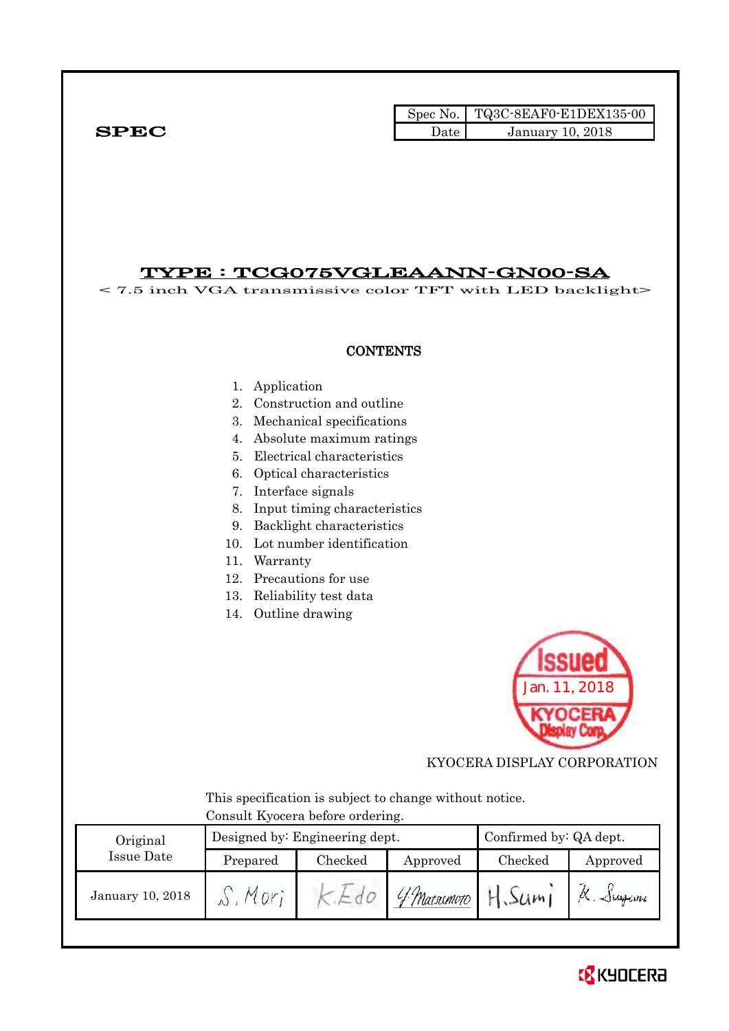**SPEC**

| Spec No. | TQ3C-8EAF0-E1DEX135-00 |
| --- | --- |
| Date | January 10, 2018 |

# TYPE : TCG075VGLEAANN-GN00-SA

< 7.5 inch VGA transmissive color TFT with LED backlight>

## CONTENTS

1. Application
2. Construction and outline
3. Mechanical specifications
4. Absolute maximum ratings
5. Electrical characteristics
6. Optical characteristics
7. Interface signals
8. Input timing characteristics
9. Backlight characteristics
10. Lot number identification
11. Warranty
12. Precautions for use
13. Reliability test data
14. Outline drawing

Issued Jan. 11, 2018 KYOCERA Display Corp.

KYOCERA DISPLAY CORPORATION

This specification is subject to change without notice.
Consult Kyocera before ordering.

| Original Issue Date | Designed by: Engineering dept. | | | Confirmed by: QA dept. | |
| --- | --- | --- | --- | --- | --- |
| | Prepared | Checked | Approved | Checked | Approved |
| January 10, 2018 | S. Mori | K. Edo | Y. Matsumoto | H. Sumi | K. Sugiura |

KYOCERA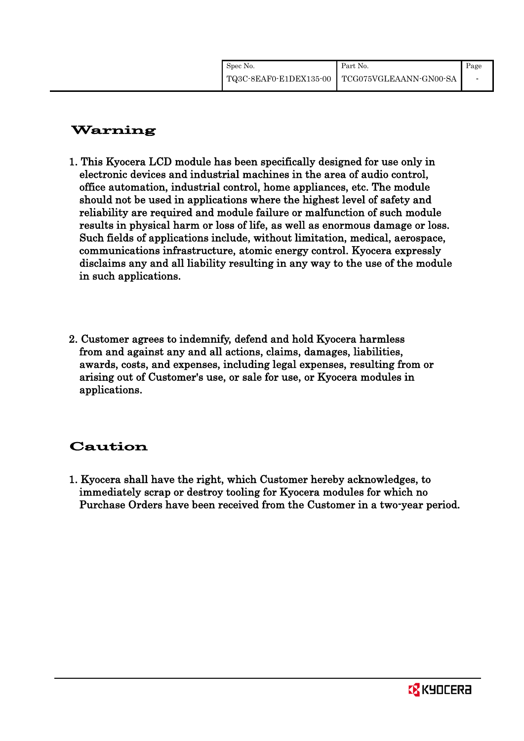## Warning

1. This Kyocera LCD module has been specifically designed for use only in electronic devices and industrial machines in the area of audio control, office automation, industrial control, home appliances, etc. The module should not be used in applications where the highest level of safety and reliability are required and module failure or malfunction of such module results in physical harm or loss of life, as well as enormous damage or loss. Such fields of applications include, without limitation, medical, aerospace, communications infrastructure, atomic energy control. Kyocera expressly disclaims any and all liability resulting in any way to the use of the module in such applications.

2. Customer agrees to indemnify, defend and hold Kyocera harmless from and against any and all actions, claims, damages, liabilities, awards, costs, and expenses, including legal expenses, resulting from or arising out of Customer's use, or sale for use, or Kyocera modules in applications.

## Caution

1. Kyocera shall have the right, which Customer hereby acknowledges, to immediately scrap or destroy tooling for Kyocera modules for which no Purchase Orders have been received from the Customer in a two-year period.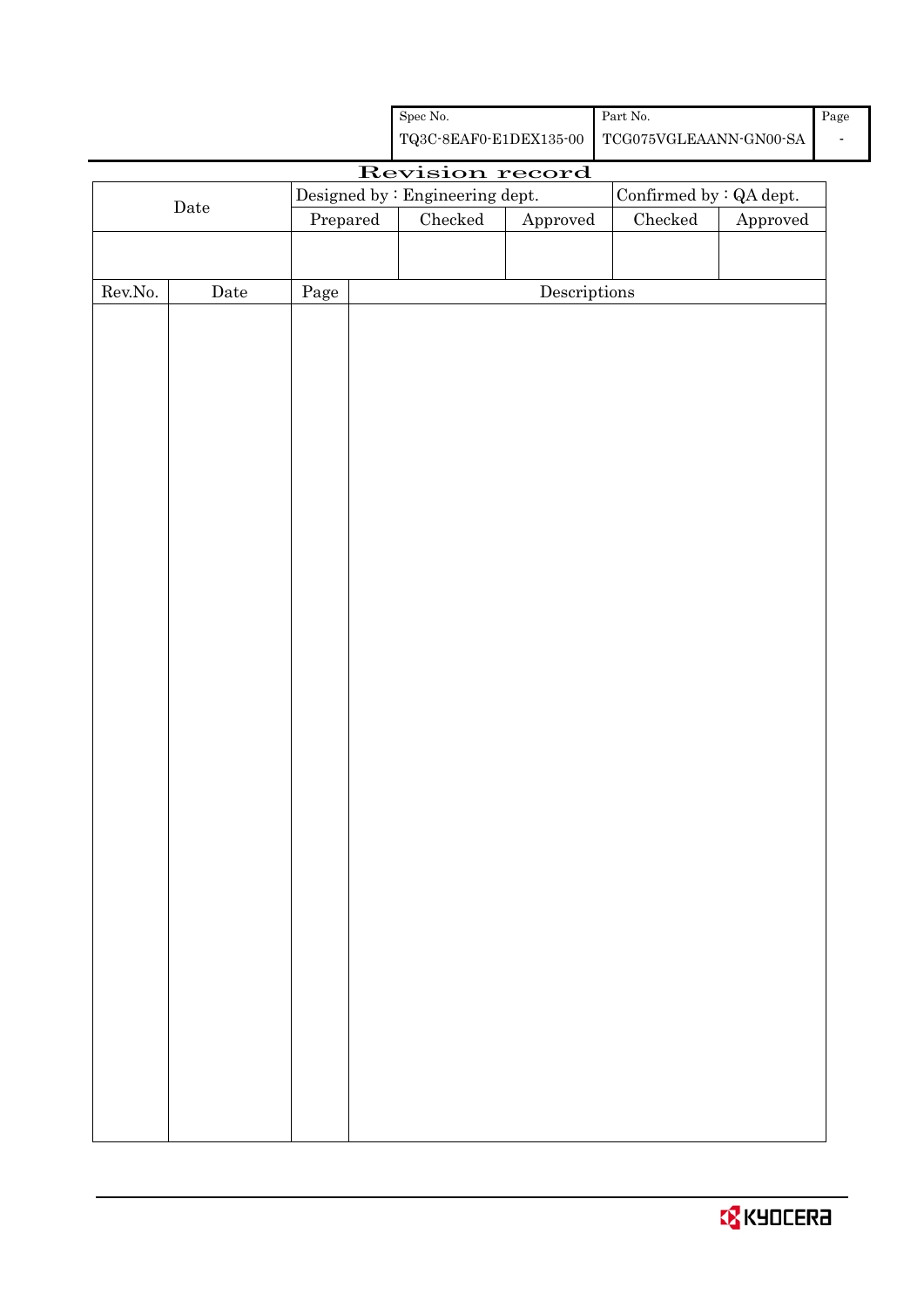| Spec No. | Part No. | Page |
|---|---|---|
| TQ3C-8EAF0-E1DEX135-00 | TCG075VGLEAANN-GN00-SA | - |

# Revision record

| Date | Designed by : Engineering dept. | | | Confirmed by : QA dept. | |
|---|---|---|---|---|---|
| | Prepared | Checked | Approved | Checked | Approved |
| | | | | | |

| Rev.No. | Date | Page | Descriptions |
|---|---|---|---|
| | | | |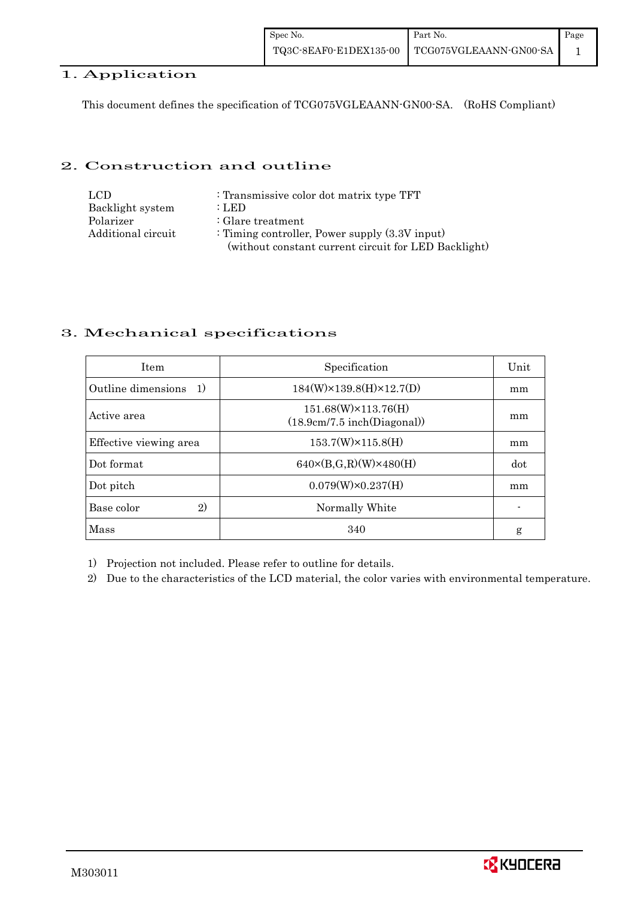## 1. Application

This document defines the specification of TCG075VGLEAANN-GN00-SA. (RoHS Compliant)

## 2. Construction and outline

LCD : Transmissive color dot matrix type TFT
Backlight system : LED
Polarizer : Glare treatment
Additional circuit : Timing controller, Power supply (3.3V input)
(without constant current circuit for LED Backlight)

## 3. Mechanical specifications

| Item | Specification | Unit |
|---|---|---|
| Outline dimensions 1) | 184(W)×139.8(H)×12.7(D) | mm |
| Active area | 151.68(W)×113.76(H) (18.9cm/7.5 inch(Diagonal)) | mm |
| Effective viewing area | 153.7(W)×115.8(H) | mm |
| Dot format | 640×(B,G,R)(W)×480(H) | dot |
| Dot pitch | 0.079(W)×0.237(H) | mm |
| Base color 2) | Normally White | - |
| Mass | 340 | g |

1) Projection not included. Please refer to outline for details.
2) Due to the characteristics of the LCD material, the color varies with environmental temperature.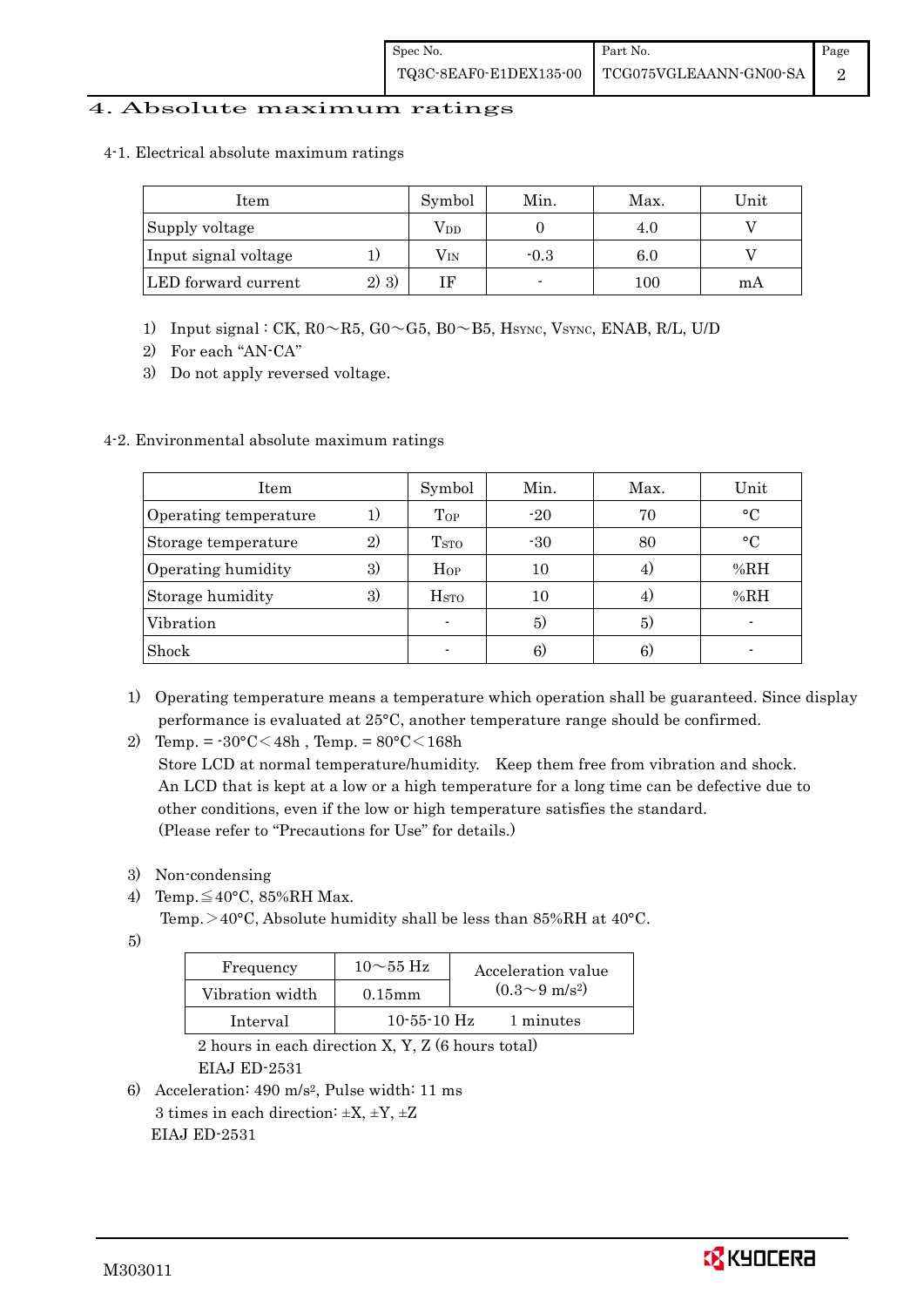## 4. Absolute maximum ratings

### 4-1. Electrical absolute maximum ratings

| Item | | Symbol | Min. | Max. | Unit |
|---|---|---|---|---|---|
| Supply voltage | | $V_{DD}$ | 0 | 4.0 | V |
| Input signal voltage | 1) | $V_{IN}$ | -0.3 | 6.0 | V |
| LED forward current | 2) 3) | IF | - | 100 | mA |

1) Input signal : CK, R0～R5, G0～G5, B0～B5, $H_{SYNC}$, $V_{SYNC}$, ENAB, R/L, U/D
2) For each "AN-CA"
3) Do not apply reversed voltage.

### 4-2. Environmental absolute maximum ratings

| Item | | Symbol | Min. | Max. | Unit |
|---|---|---|---|---|---|
| Operating temperature | 1) | $T_{OP}$ | -20 | 70 | °C |
| Storage temperature | 2) | $T_{STO}$ | -30 | 80 | °C |
| Operating humidity | 3) | $H_{OP}$ | 10 | 4) | %RH |
| Storage humidity | 3) | $H_{STO}$ | 10 | 4) | %RH |
| Vibration | | - | 5) | 5) | - |
| Shock | | - | 6) | 6) | - |

1) Operating temperature means a temperature which operation shall be guaranteed. Since display performance is evaluated at 25°C, another temperature range should be confirmed.
2) Temp. = -30°C＜48h , Temp. = 80°C＜168h
   Store LCD at normal temperature/humidity. Keep them free from vibration and shock.
   An LCD that is kept at a low or a high temperature for a long time can be defective due to other conditions, even if the low or high temperature satisfies the standard.
   (Please refer to "Precautions for Use" for details.)
3) Non-condensing
4) Temp.≦40°C, 85%RH Max.
   Temp.＞40°C, Absolute humidity shall be less than 85%RH at 40°C.
5)

| Frequency | 10～55 Hz | Acceleration value (0.3～9 $m/s^2$) |
|---|---|---|
| Vibration width | 0.15mm | |
| Interval | 10-55-10 Hz | 1 minutes |

   2 hours in each direction X, Y, Z (6 hours total)
   EIAJ ED-2531
6) Acceleration: 490 $m/s^2$, Pulse width: 11 ms
   3 times in each direction: ±X, ±Y, ±Z
   EIAJ ED-2531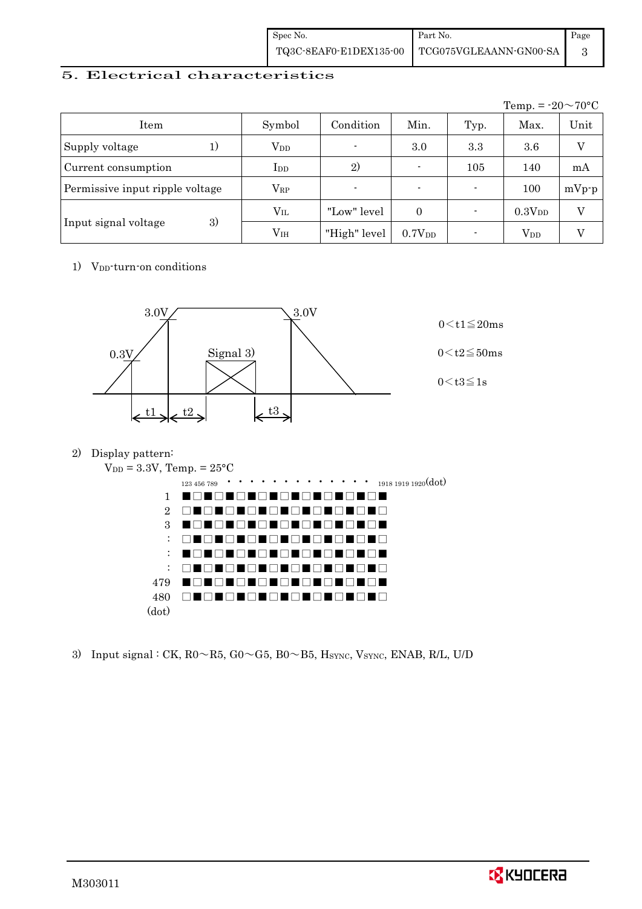## 5. Electrical characteristics

Temp. = -20～70°C

| Item | | Symbol | Condition | Min. | Typ. | Max. | Unit |
|---|---|---|---|---|---|---|---|
| Supply voltage | 1) | $V_{DD}$ | - | 3.0 | 3.3 | 3.6 | V |
| Current consumption | | $I_{DD}$ | 2) | - | 105 | 140 | mA |
| Permissive input ripple voltage | | $V_{RP}$ | - | - | - | 100 | mVp-p |
| Input signal voltage | 3) | $V_{IL}$ | "Low" level | 0 | - | $0.3V_{DD}$ | V |
| | | $V_{IH}$ | "High" level | $0.7V_{DD}$ | - | $V_{DD}$ | V |

1) $V_{DD}$-turn-on conditions

3.0V, 0.3V, Signal 3), 3.0V, t1, t2, t3

$0 < t1 \leqq 20ms$

$0 < t2 \leqq 50ms$

$0 < t3 \leqq 1s$

2) Display pattern:

$V_{DD}$ = 3.3V, Temp. = 25°C

123 456 789 · · · · · · · · · · · · · 1918 1919 1920(dot)

1 ■□■□■□■□■□■□■□■□■□
2 □■□■□■□■□■□■□■□■□■
3 ■□■□■□■□■□■□■□■□■□
: □■□■□■□■□■□■□■□■□■
: ■□■□■□■□■□■□■□■□■□
: □■□■□■□■□■□■□■□■□■
479 ■□■□■□■□■□■□■□■□■□
480 □■□■□■□■□■□■□■□■□■
(dot)

3) Input signal : CK, R0～R5, G0～G5, B0～B5, $H_{SYNC}$, $V_{SYNC}$, ENAB, R/L, U/D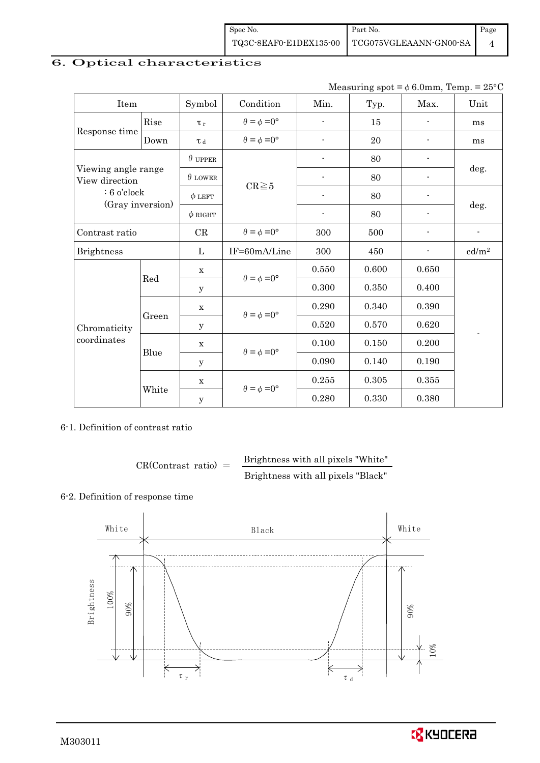# 6. Optical characteristics

Measuring spot = $\phi$ 6.0mm, Temp. = 25°C

| Item | | Symbol | Condition | Min. | Typ. | Max. | Unit |
|---|---|---|---|---|---|---|---|
| Response time | Rise | $\tau_r$ | $\theta = \phi = 0°$ | - | 15 | - | ms |
| | Down | $\tau_d$ | $\theta = \phi = 0°$ | - | 20 | - | ms |
| Viewing angle range View direction : 6 o'clock (Gray inversion) | | $\theta$ UPPER | CR≧5 | - | 80 | - | deg. |
| | | $\theta$ LOWER | | - | 80 | - | |
| | | $\phi$ LEFT | | - | 80 | - | deg. |
| | | $\phi$ RIGHT | | - | 80 | - | |
| Contrast ratio | | CR | $\theta = \phi = 0°$ | 300 | 500 | - | - |
| Brightness | | L | IF=60mA/Line | 300 | 450 | - | cd/m² |
| Chromaticity coordinates | Red | x | $\theta = \phi = 0°$ | 0.550 | 0.600 | 0.650 | - |
| | | y | | 0.300 | 0.350 | 0.400 | |
| | Green | x | $\theta = \phi = 0°$ | 0.290 | 0.340 | 0.390 | |
| | | y | | 0.520 | 0.570 | 0.620 | |
| | Blue | x | $\theta = \phi = 0°$ | 0.100 | 0.150 | 0.200 | |
| | | y | | 0.090 | 0.140 | 0.190 | |
| | White | x | $\theta = \phi = 0°$ | 0.255 | 0.305 | 0.355 | |
| | | y | | 0.280 | 0.330 | 0.380 | |

6-1. Definition of contrast ratio

$$\text{CR(Contrast ratio)} = \frac{\text{Brightness with all pixels "White"}}{\text{Brightness with all pixels "Black"}}$$

6-2. Definition of response time

White　Black　White

Brightness　100%　90%　90%　10%

$\tau_r$　$\tau_d$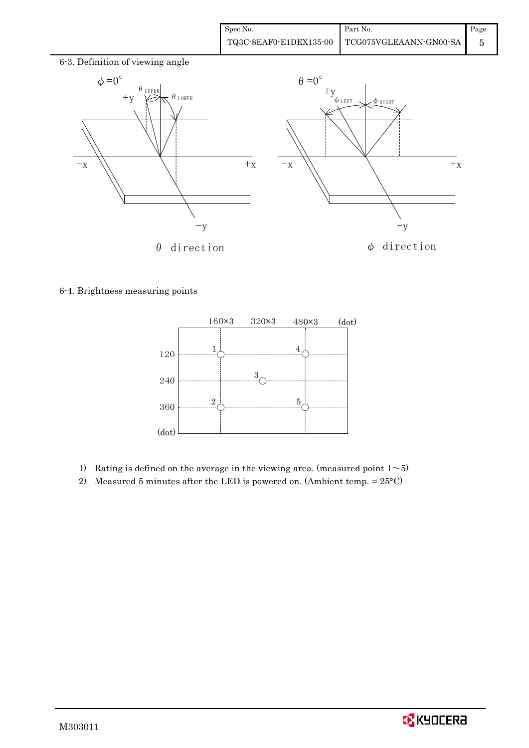6-3. Definition of viewing angle

$\phi = 0°$ &nbsp;&nbsp;&nbsp;&nbsp; $\theta_{UPPER}$ &nbsp; $\theta_{LOWER}$

$\theta$ direction

$\theta = 0°$ &nbsp;&nbsp;&nbsp;&nbsp; $\phi_{LEFT}$ &nbsp; $\phi_{RIGHT}$

$\phi$ direction

6-4. Brightness measuring points

| (dot) | 160×3 | 320×3 | 480×3 |
|---|---|---|---|
| 120 | 1 | | 4 |
| 240 | | 3 | |
| 360 | 2 | | 5 |

1) Rating is defined on the average in the viewing area. (measured point 1～5)
2) Measured 5 minutes after the LED is powered on. (Ambient temp. = 25°C)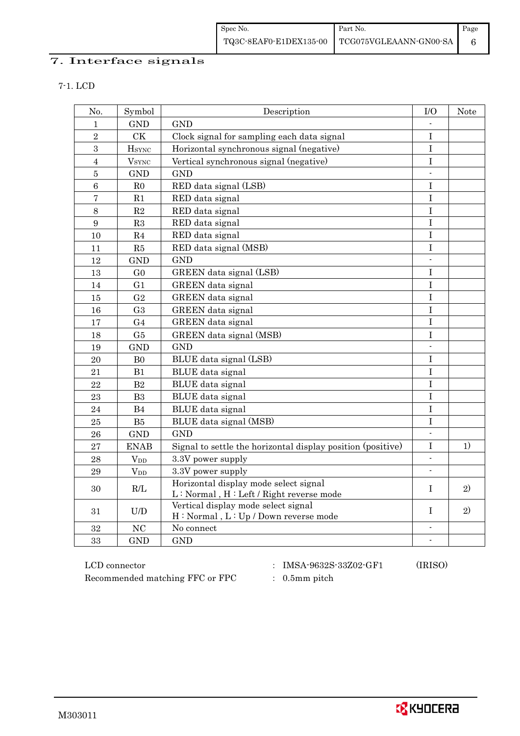## 7. Interface signals

### 7-1. LCD

| No. | Symbol | Description | I/O | Note |
|---|---|---|---|---|
| 1 | GND | GND | - | |
| 2 | CK | Clock signal for sampling each data signal | I | |
| 3 | $H_{SYNC}$ | Horizontal synchronous signal (negative) | I | |
| 4 | $V_{SYNC}$ | Vertical synchronous signal (negative) | I | |
| 5 | GND | GND | - | |
| 6 | R0 | RED data signal (LSB) | I | |
| 7 | R1 | RED data signal | I | |
| 8 | R2 | RED data signal | I | |
| 9 | R3 | RED data signal | I | |
| 10 | R4 | RED data signal | I | |
| 11 | R5 | RED data signal (MSB) | I | |
| 12 | GND | GND | - | |
| 13 | G0 | GREEN data signal (LSB) | I | |
| 14 | G1 | GREEN data signal | I | |
| 15 | G2 | GREEN data signal | I | |
| 16 | G3 | GREEN data signal | I | |
| 17 | G4 | GREEN data signal | I | |
| 18 | G5 | GREEN data signal (MSB) | I | |
| 19 | GND | GND | - | |
| 20 | B0 | BLUE data signal (LSB) | I | |
| 21 | B1 | BLUE data signal | I | |
| 22 | B2 | BLUE data signal | I | |
| 23 | B3 | BLUE data signal | I | |
| 24 | B4 | BLUE data signal | I | |
| 25 | B5 | BLUE data signal (MSB) | I | |
| 26 | GND | GND | - | |
| 27 | ENAB | Signal to settle the horizontal display position (positive) | I | 1) |
| 28 | $V_{DD}$ | 3.3V power supply | - | |
| 29 | $V_{DD}$ | 3.3V power supply | - | |
| 30 | R/L | Horizontal display mode select signal<br>L : Normal , H : Left / Right reverse mode | I | 2) |
| 31 | U/D | Vertical display mode select signal<br>H : Normal , L : Up / Down reverse mode | I | 2) |
| 32 | NC | No connect | - | |
| 33 | GND | GND | - | |

LCD connector : IMSA-9632S-33Z02-GF1 (IRISO)

Recommended matching FFC or FPC : 0.5mm pitch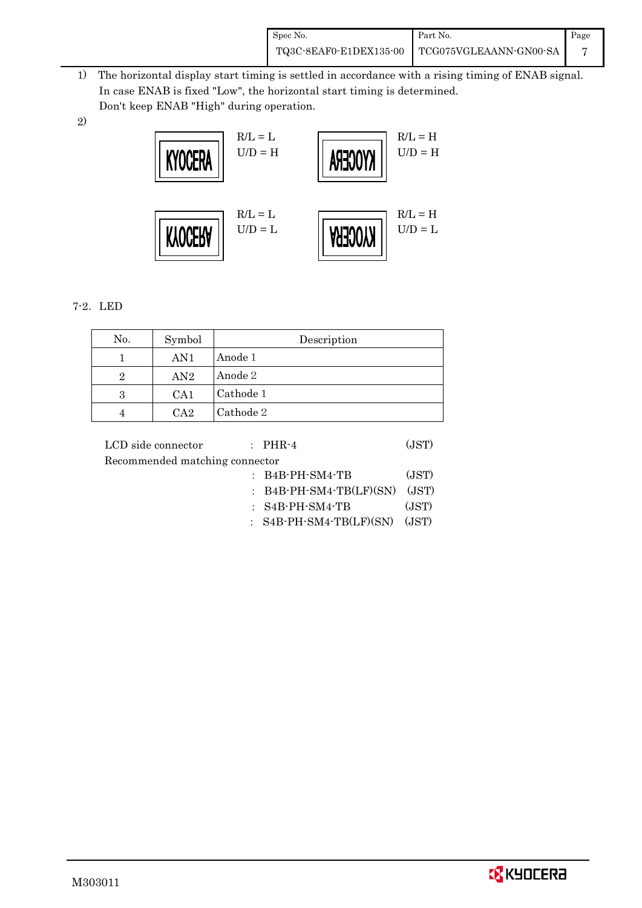1) The horizontal display start timing is settled in accordance with a rising timing of ENAB signal.
   In case ENAB is fixed "Low", the horizontal start timing is determined.
   Don't keep ENAB "High" during operation.

2)

| Display | Setting | Display | Setting |
|---|---|---|---|
| KYOCERA | R/L = L, U/D = H | KYOCERA (mirrored horizontally) | R/L = H, U/D = H |
| KYOCERA (flipped vertically) | R/L = L, U/D = L | KYOCERA (rotated 180°) | R/L = H, U/D = L |

## 7-2. LED

| No. | Symbol | Description |
|---|---|---|
| 1 | AN1 | Anode 1 |
| 2 | AN2 | Anode 2 |
| 3 | CA1 | Cathode 1 |
| 4 | CA2 | Cathode 2 |

LCD side connector : PHR-4 (JST)

Recommended matching connector

: B4B-PH-SM4-TB (JST)

: B4B-PH-SM4-TB(LF)(SN) (JST)

: S4B-PH-SM4-TB (JST)

: S4B-PH-SM4-TB(LF)(SN) (JST)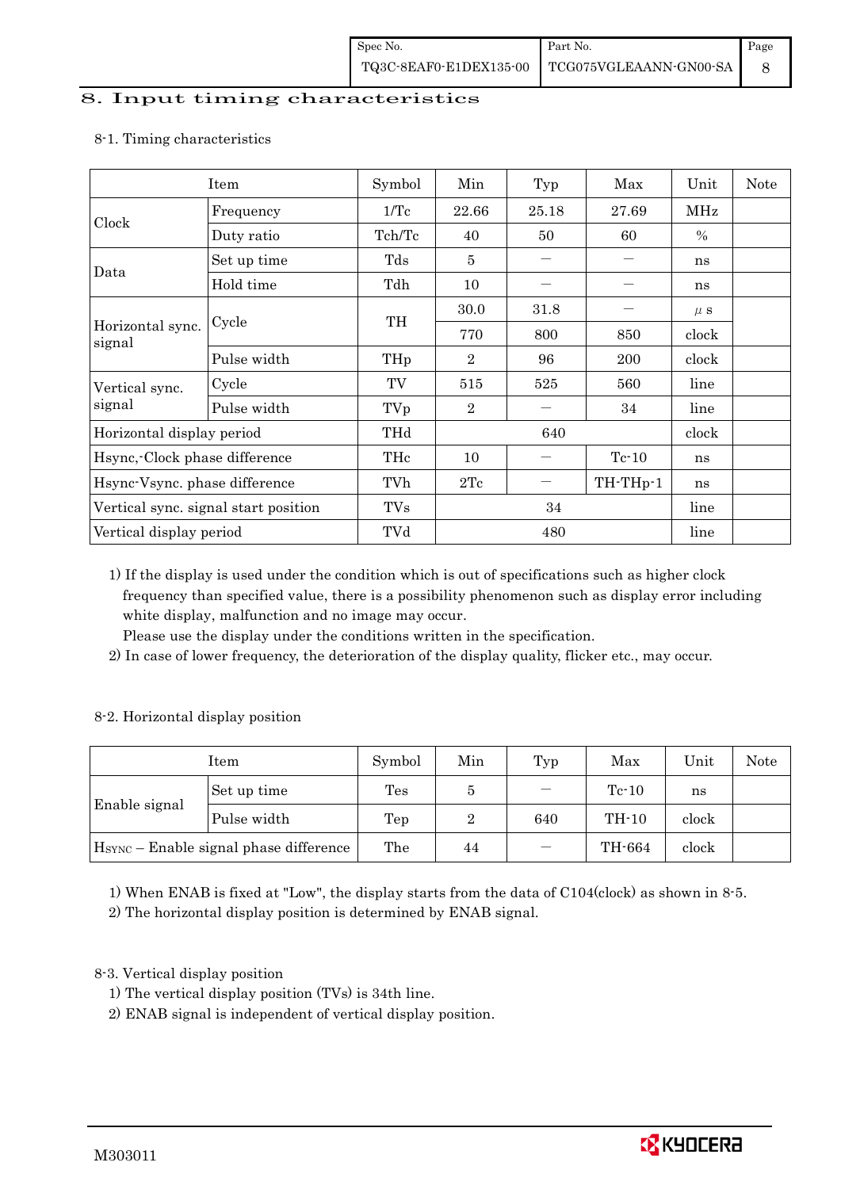## 8. Input timing characteristics

### 8-1. Timing characteristics

| Item | | Symbol | Min | Typ | Max | Unit | Note |
|---|---|---|---|---|---|---|---|
| Clock | Frequency | 1/Tc | 22.66 | 25.18 | 27.69 | MHz | |
| | Duty ratio | Tch/Tc | 40 | 50 | 60 | % | |
| Data | Set up time | Tds | 5 | — | — | ns | |
| | Hold time | Tdh | 10 | — | — | ns | |
| Horizontal sync. signal | Cycle | TH | 30.0 | 31.8 | — | μs | |
| | | | 770 | 800 | 850 | clock | |
| | Pulse width | THp | 2 | 96 | 200 | clock | |
| Vertical sync. signal | Cycle | TV | 515 | 525 | 560 | line | |
| | Pulse width | TVp | 2 | — | 34 | line | |
| Horizontal display period | | THd | | 640 | | clock | |
| Hsync,-Clock phase difference | | THc | 10 | — | Tc-10 | ns | |
| Hsync-Vsync. phase difference | | TVh | 2Tc | — | TH-THp-1 | ns | |
| Vertical sync. signal start position | | TVs | | 34 | | line | |
| Vertical display period | | TVd | | 480 | | line | |

1) If the display is used under the condition which is out of specifications such as higher clock frequency than specified value, there is a possibility phenomenon such as display error including white display, malfunction and no image may occur.
Please use the display under the conditions written in the specification.

2) In case of lower frequency, the deterioration of the display quality, flicker etc., may occur.

### 8-2. Horizontal display position

| Item | | Symbol | Min | Typ | Max | Unit | Note |
|---|---|---|---|---|---|---|---|
| Enable signal | Set up time | Tes | 5 | — | Tc-10 | ns | |
| | Pulse width | Tep | 2 | 640 | TH-10 | clock | |
| $H_{SYNC}$ – Enable signal phase difference | | The | 44 | — | TH-664 | clock | |

1) When ENAB is fixed at "Low", the display starts from the data of C104(clock) as shown in 8-5.

2) The horizontal display position is determined by ENAB signal.

### 8-3. Vertical display position

1) The vertical display position (TVs) is 34th line.

2) ENAB signal is independent of vertical display position.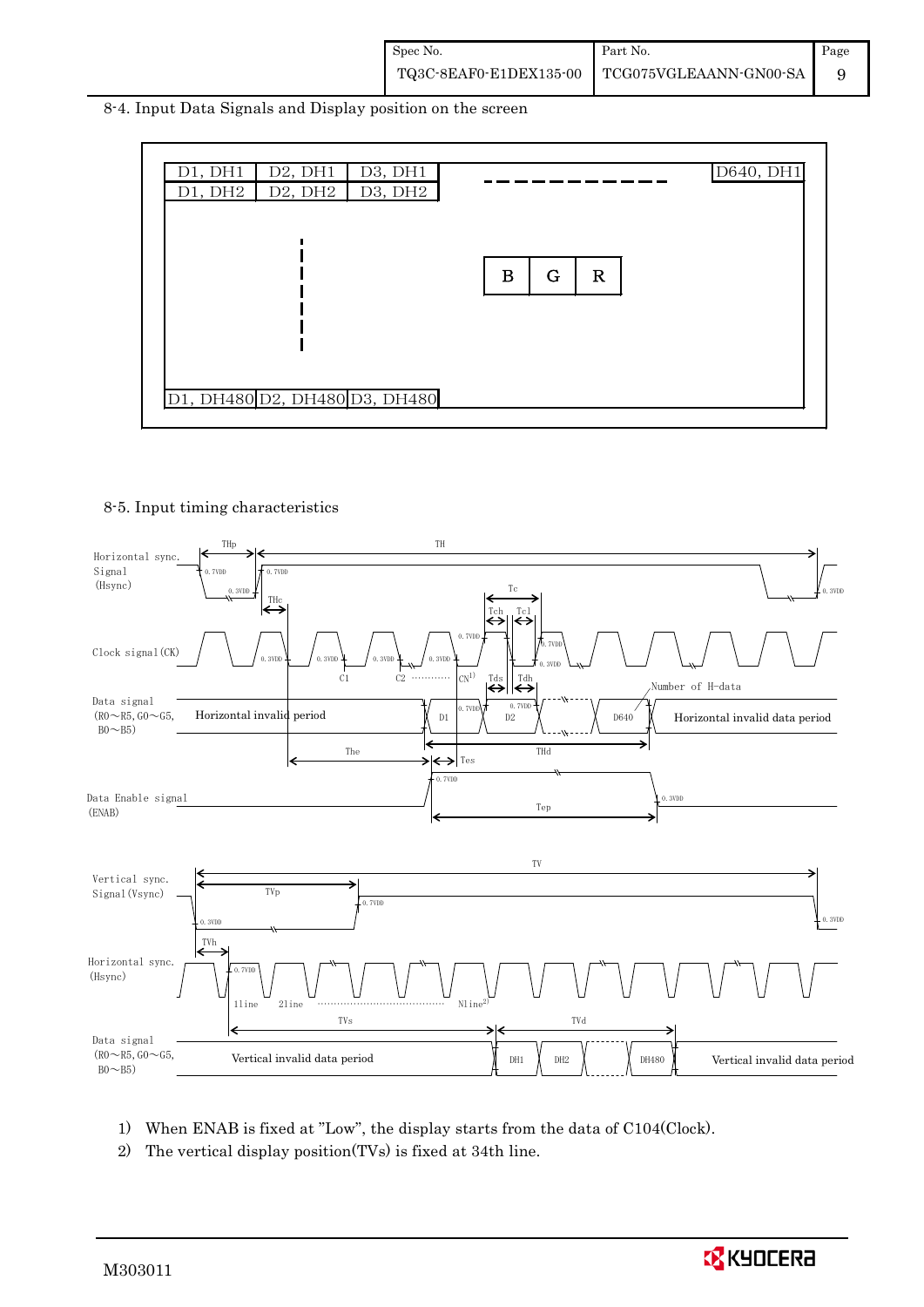8-4. Input Data Signals and Display position on the screen

| D1, DH1 | D2, DH1 | D3, DH1 | - - - - - - | D640, DH1 |
|---|---|---|---|---|
| D1, DH2 | D2, DH2 | D3, DH2 | | |
| ⋮ | | | B G R | |
| D1, DH480 | D2, DH480 | D3, DH480 | | |

8-5. Input timing characteristics

Horizontal sync. Signal (Hsync) — THp, TH, THc, 0.7VDD, 0.3VDD

Clock signal (CK) — Tc, Tch, Tcl, C1, C2 ………… CN[1), 0.7VDD, 0.3VDD

Data signal (R0～R5, G0～G5, B0～B5) — Horizontal invalid period, D1, D2, D640, Number of H-data, Horizontal invalid data period, Tds, Tdh, The, THd, Tes

Data Enable signal (ENAB) — Tep, 0.7VDD, 0.3VDD

Vertical sync. Signal (Vsync) — TV, TVp, 0.7VDD, 0.3VDD

Horizontal sync. (Hsync) — TVh, 1line, 2line ……………… Nline[2)

Data signal (R0～R5, G0～G5, B0～B5) — TVs, TVd, Vertical invalid data period, DH1, DH2, DH480, Vertical invalid data period

1) When ENAB is fixed at "Low", the display starts from the data of C104(Clock).
2) The vertical display position(TVs) is fixed at 34th line.

M303011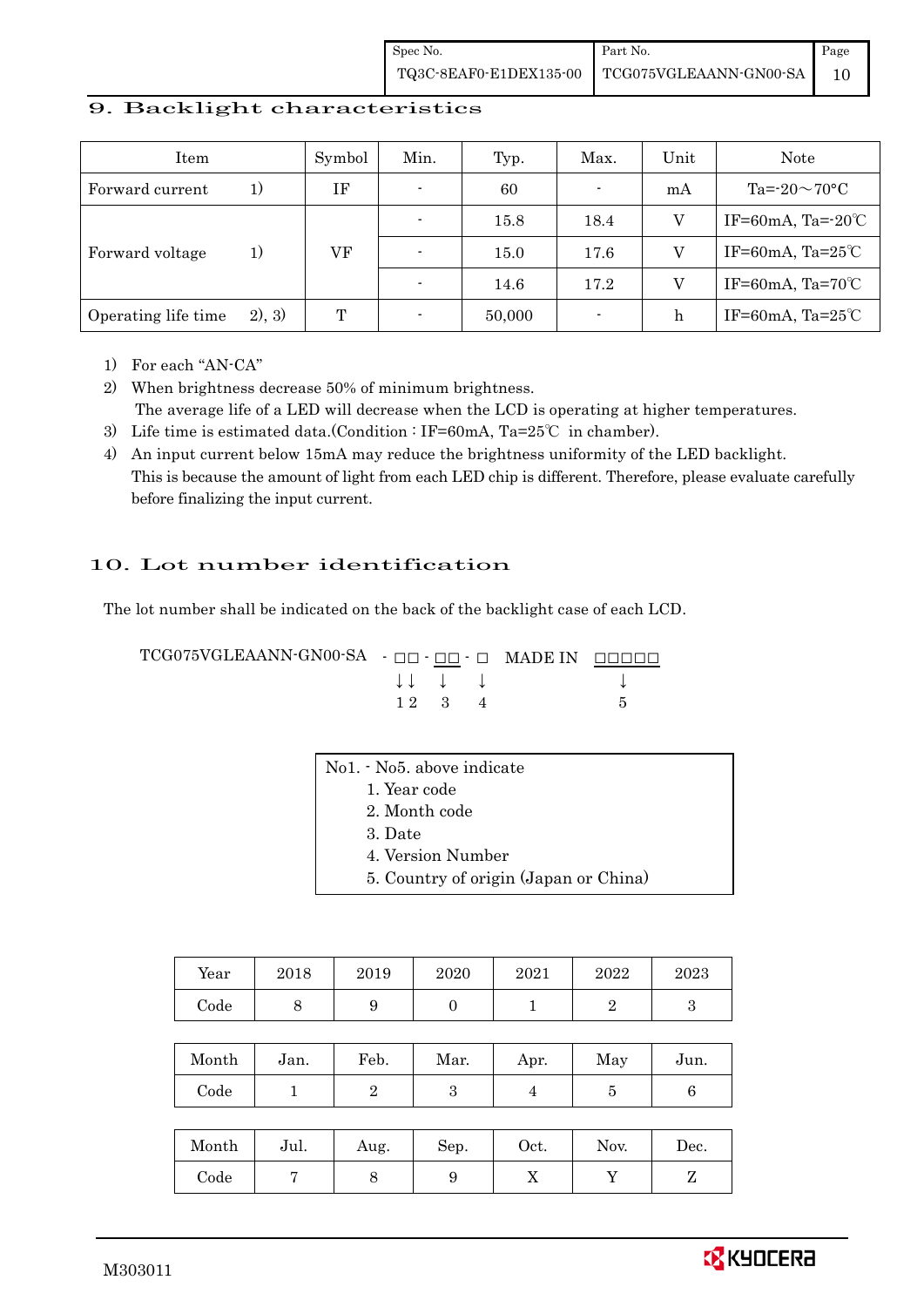## 9. Backlight characteristics

| Item | | Symbol | Min. | Typ. | Max. | Unit | Note |
|---|---|---|---|---|---|---|---|
| Forward current | 1) | IF | - | 60 | - | mA | Ta=-20～70°C |
| Forward voltage | 1) | VF | - | 15.8 | 18.4 | V | IF=60mA, Ta=-20℃ |
| | | | - | 15.0 | 17.6 | V | IF=60mA, Ta=25℃ |
| | | | - | 14.6 | 17.2 | V | IF=60mA, Ta=70℃ |
| Operating life time | 2), 3) | T | - | 50,000 | - | h | IF=60mA, Ta=25℃ |

1) For each "AN-CA"
2) When brightness decrease 50% of minimum brightness.
   The average life of a LED will decrease when the LCD is operating at higher temperatures.
3) Life time is estimated data.(Condition : IF=60mA, Ta=25℃ in chamber).
4) An input current below 15mA may reduce the brightness uniformity of the LED backlight.
   This is because the amount of light from each LED chip is different. Therefore, please evaluate carefully before finalizing the input current.

## 10. Lot number identification

The lot number shall be indicated on the back of the backlight case of each LCD.

```
TCG075VGLEAANN-GN00-SA  - □□ - □□ - □   MADE IN  □□□□□
                          ↓↓    ↓    ↓               ↓
                          1 2   3    4               5
```

No1. - No5. above indicate
1. Year code
2. Month code
3. Date
4. Version Number
5. Country of origin (Japan or China)

| Year | 2018 | 2019 | 2020 | 2021 | 2022 | 2023 |
|---|---|---|---|---|---|---|
| Code | 8 | 9 | 0 | 1 | 2 | 3 |

| Month | Jan. | Feb. | Mar. | Apr. | May | Jun. |
|---|---|---|---|---|---|---|
| Code | 1 | 2 | 3 | 4 | 5 | 6 |

| Month | Jul. | Aug. | Sep. | Oct. | Nov. | Dec. |
|---|---|---|---|---|---|---|
| Code | 7 | 8 | 9 | X | Y | Z |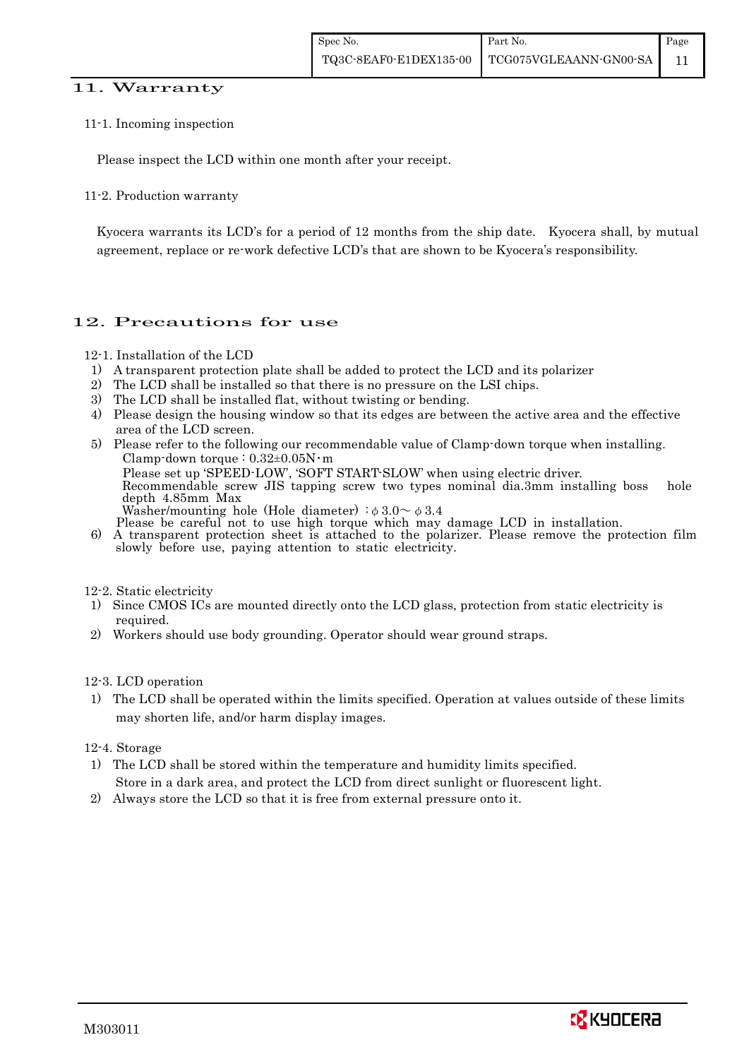## 11. Warranty

11-1. Incoming inspection

Please inspect the LCD within one month after your receipt.

11-2. Production warranty

Kyocera warrants its LCD's for a period of 12 months from the ship date. Kyocera shall, by mutual agreement, replace or re-work defective LCD's that are shown to be Kyocera's responsibility.

## 12. Precautions for use

12-1. Installation of the LCD

1) A transparent protection plate shall be added to protect the LCD and its polarizer
2) The LCD shall be installed so that there is no pressure on the LSI chips.
3) The LCD shall be installed flat, without twisting or bending.
4) Please design the housing window so that its edges are between the active area and the effective area of the LCD screen.
5) Please refer to the following our recommendable value of Clamp-down torque when installing.
   Clamp-down torque : 0.32±0.05N・m
   Please set up 'SPEED-LOW', 'SOFT START-SLOW' when using electric driver.
   Recommendable screw JIS tapping screw two types nominal dia.3mm installing boss hole depth 4.85mm Max
   Washer/mounting hole (Hole diameter) : φ 3.0～ φ 3.4
   Please be careful not to use high torque which may damage LCD in installation.
6) A transparent protection sheet is attached to the polarizer. Please remove the protection film slowly before use, paying attention to static electricity.

12-2. Static electricity

1) Since CMOS ICs are mounted directly onto the LCD glass, protection from static electricity is required.
2) Workers should use body grounding. Operator should wear ground straps.

12-3. LCD operation

1) The LCD shall be operated within the limits specified. Operation at values outside of these limits may shorten life, and/or harm display images.

12-4. Storage

1) The LCD shall be stored within the temperature and humidity limits specified.
   Store in a dark area, and protect the LCD from direct sunlight or fluorescent light.
2) Always store the LCD so that it is free from external pressure onto it.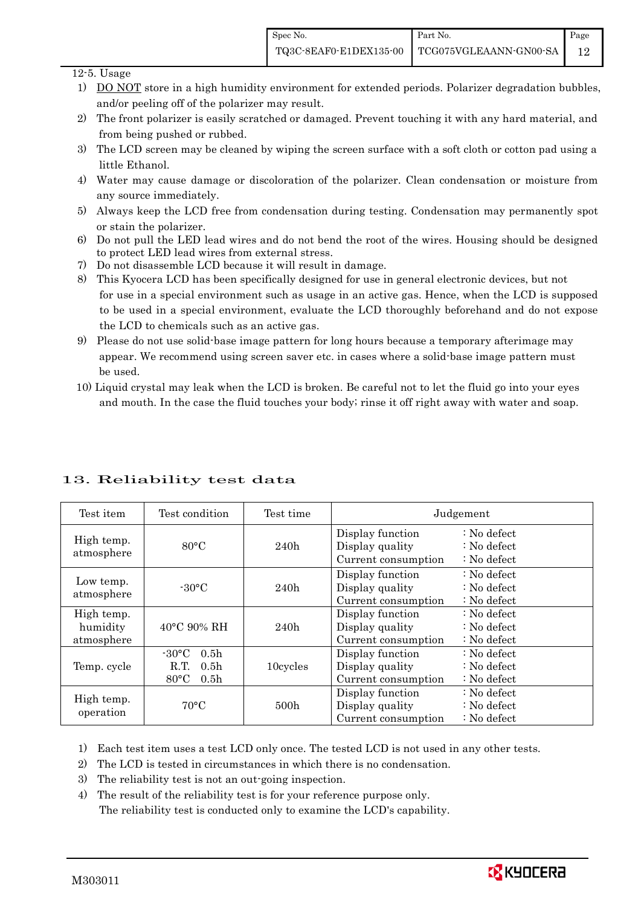12-5. Usage

1) DO NOT store in a high humidity environment for extended periods. Polarizer degradation bubbles, and/or peeling off of the polarizer may result.
2) The front polarizer is easily scratched or damaged. Prevent touching it with any hard material, and from being pushed or rubbed.
3) The LCD screen may be cleaned by wiping the screen surface with a soft cloth or cotton pad using a little Ethanol.
4) Water may cause damage or discoloration of the polarizer. Clean condensation or moisture from any source immediately.
5) Always keep the LCD free from condensation during testing. Condensation may permanently spot or stain the polarizer.
6) Do not pull the LED lead wires and do not bend the root of the wires. Housing should be designed to protect LED lead wires from external stress.
7) Do not disassemble LCD because it will result in damage.
8) This Kyocera LCD has been specifically designed for use in general electronic devices, but not for use in a special environment such as usage in an active gas. Hence, when the LCD is supposed to be used in a special environment, evaluate the LCD thoroughly beforehand and do not expose the LCD to chemicals such as an active gas.
9) Please do not use solid-base image pattern for long hours because a temporary afterimage may appear. We recommend using screen saver etc. in cases where a solid-base image pattern must be used.
10) Liquid crystal may leak when the LCD is broken. Be careful not to let the fluid go into your eyes and mouth. In the case the fluid touches your body; rinse it off right away with water and soap.

# 13. Reliability test data

| Test item | Test condition | Test time | Judgement |
|---|---|---|---|
| High temp. atmosphere | 80°C | 240h | Display function : No defect<br>Display quality : No defect<br>Current consumption : No defect |
| Low temp. atmosphere | -30°C | 240h | Display function : No defect<br>Display quality : No defect<br>Current consumption : No defect |
| High temp. humidity atmosphere | 40°C 90% RH | 240h | Display function : No defect<br>Display quality : No defect<br>Current consumption : No defect |
| Temp. cycle | -30°C 0.5h<br>R.T. 0.5h<br>80°C 0.5h | 10cycles | Display function : No defect<br>Display quality : No defect<br>Current consumption : No defect |
| High temp. operation | 70°C | 500h | Display function : No defect<br>Display quality : No defect<br>Current consumption : No defect |

1) Each test item uses a test LCD only once. The tested LCD is not used in any other tests.
2) The LCD is tested in circumstances in which there is no condensation.
3) The reliability test is not an out-going inspection.
4) The result of the reliability test is for your reference purpose only. The reliability test is conducted only to examine the LCD's capability.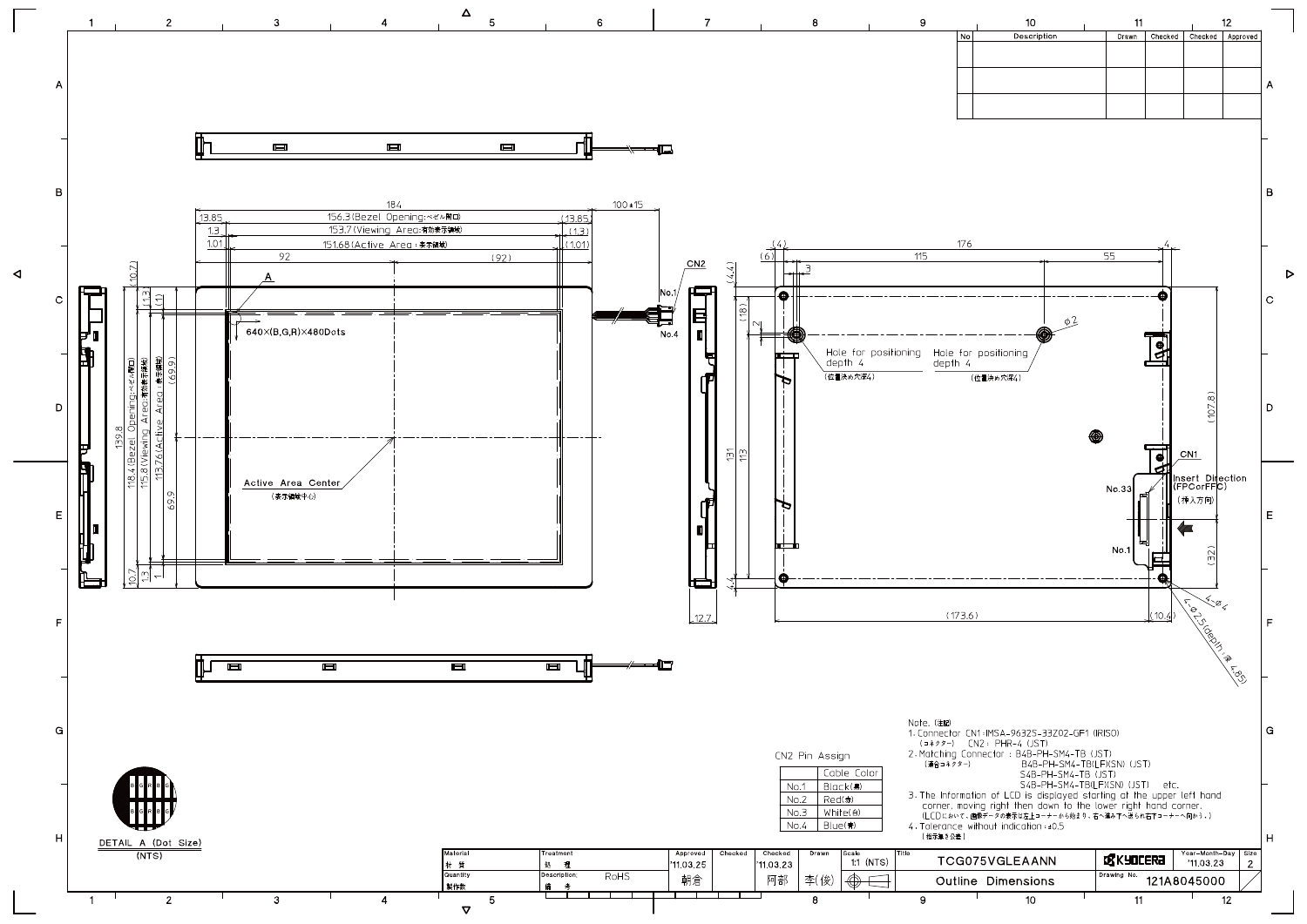| No | Description | Drawn | Checked | Checked | Approved |
|---|---|---|---|---|---|
| | | | | | |
| | | | | | |
| | | | | | |

184

100±15

13.85 | 156.3 (Bezel Opening: ベゼル開口) | (13.85)

1.3 | 153.7 (Viewing Area: 有効表示領域) | (1.3)

1.01 | 151.68 (Active Area: 表示領域) | (1.01)

92 | (92)

A

640×(B,G,R)×480Dots

Active Area Center
(表示領域中心)

139.8

118.4 (Bezel Opening: ベゼル開口)

115.8 (Viewing Area: 有効表示領域)

113.76 (Active Area: 表示領域)

(10.7) (1.3) (1) (69.9) 69.9 10.7 1.3 1

CN2

No.1

No.4

(4.4) (18) 2 131 113 4.4 12.7

(4) 176 4

(6) 115 55

3

φ2

Hole for positioning depth 4
(位置決め穴深4)

Hole for positioning depth 4
(位置決め穴深4)

(107.8)

CN1

Insert Direction (FPCorFFC)
(挿入方向)

No.33

No.1

(32)

(173.6) (10.4)

4-φ4

4-φ2.5 (depth: 深 4.85)

DETAIL A (Dot Size)
(NTS)

CN2 Pin Assign

| | Cable Color |
|---|---|
| No.1 | Black(黒) |
| No.2 | Red(赤) |
| No.3 | White(白) |
| No.4 | Blue(青) |

Note. (注記)

1. Connector CN1: IMSA-9632S-33Z02-GF1 (IRISO)
   (コネクター) CN2: PHR-4 (JST)
2. Matching Connector: B4B-PH-SM4-TB (JST)
   (適合コネクター) B4B-PH-SM4-TB(LF)(SN) (JST)
   S4B-PH-SM4-TB (JST)
   S4B-PH-SM4-TB(LF)(SN) (JST) etc.
3. The Information of LCD is displayed starting at the upper left hand corner, moving right then down to the lower right hand corner.
   (LCDにおいて、画像データの表示は左上コーナーから始まり、右へ進み下へ送られ右下コーナーへ向かう。)
4. Tolerance without indication: ±0.5
   (指示無き公差)

| Material 材質 | Treatment 処理 | Approved '11.03.25 朝倉 | Checked | Checked '11.03.23 阿部 | Drawn 李(俊) | Scale 1:1 (NTS) | Title TCG075VGLEAANN | KYOCERA | Year-Month-Day '11.03.23 | Size 2 |
|---|---|---|---|---|---|---|---|---|---|---|
| Quantity 製作数 | Description 備考 RoHS | | | | | | Outline Dimensions | Drawing No. 121A8045000 | | |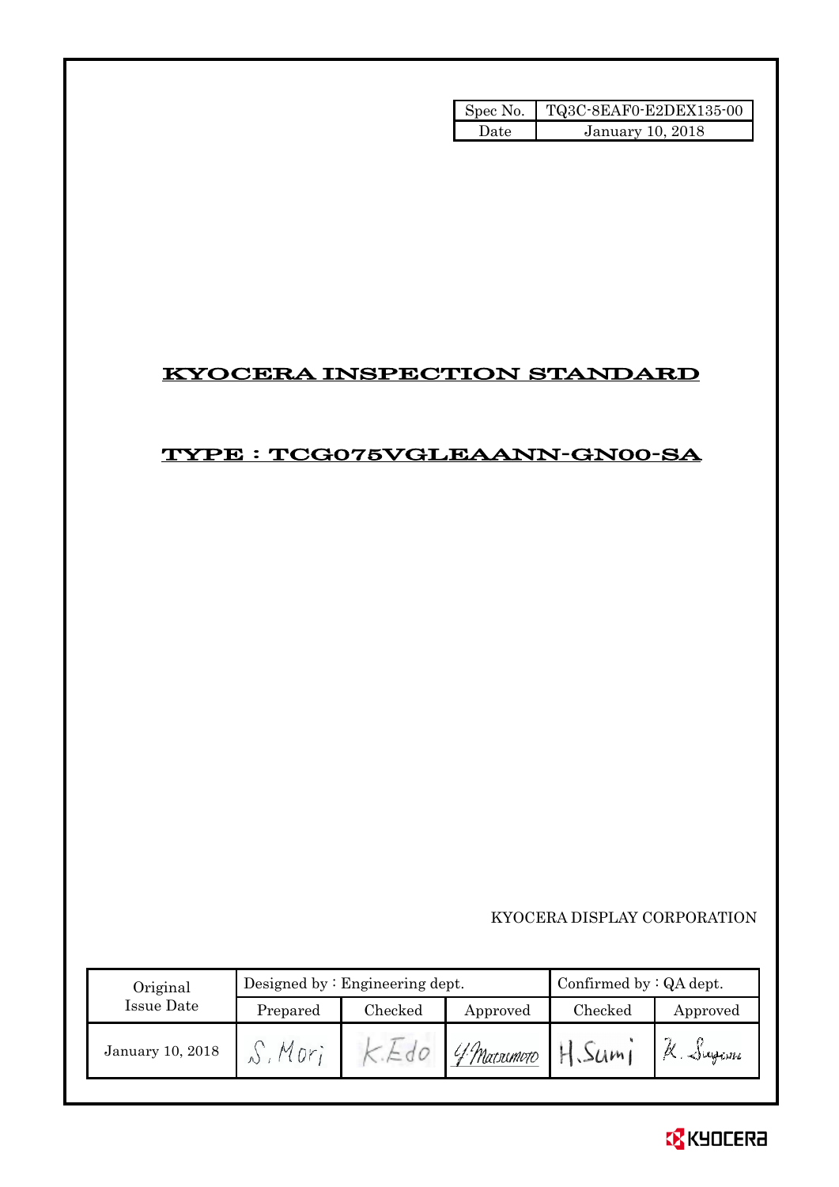| Spec No. | TQ3C-8EAF0-E2DEX135-00 |
| --- | --- |
| Date | January 10, 2018 |

# KYOCERA INSPECTION STANDARD

## TYPE : TCG075VGLEAANN-GN00-SA

KYOCERA DISPLAY CORPORATION

| Original Issue Date | Designed by : Engineering dept. | | | Confirmed by : QA dept. | |
| --- | --- | --- | --- | --- | --- |
| | Prepared | Checked | Approved | Checked | Approved |
| January 10, 2018 | S. Mori | K. Edo | Y. Matsumoto | H. Sumi | K. Sugawa |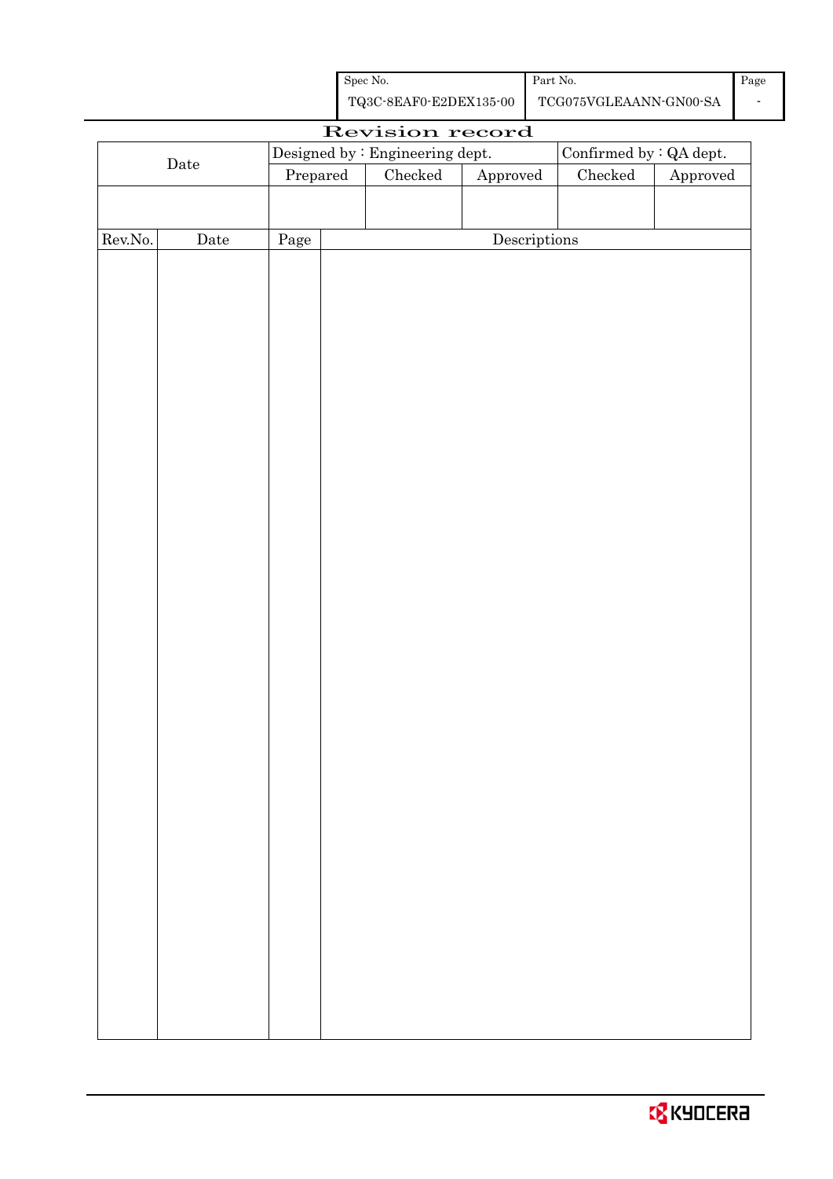| Spec No. | Part No. | Page |
|---|---|---|
| TQ3C-8EAF0-E2DEX135-00 | TCG075VGLEAANN-GN00-SA | - |

# Revision record

| Date | Designed by : Engineering dept. | | | Confirmed by : QA dept. | |
|---|---|---|---|---|---|
| | Prepared | Checked | Approved | Checked | Approved |
| | | | | | |

| Rev.No. | Date | Page | Descriptions |
|---|---|---|---|
| | | | |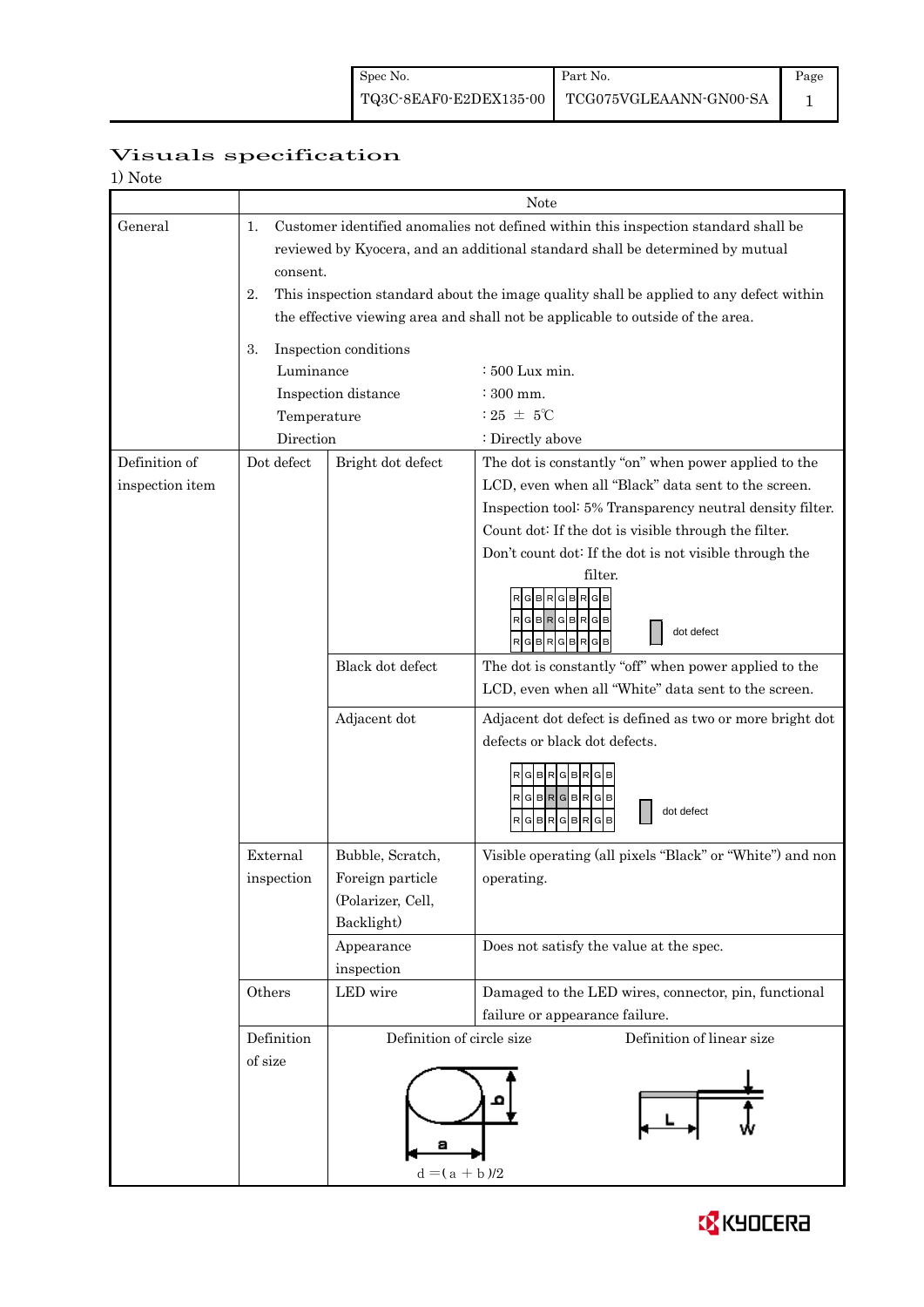# Visuals specification

1) Note

| | Note | | |
|---|---|---|---|
| General | 1. Customer identified anomalies not defined within this inspection standard shall be reviewed by Kyocera, and an additional standard shall be determined by mutual consent.<br>2. This inspection standard about the image quality shall be applied to any defect within the effective viewing area and shall not be applicable to outside of the area.<br>3. Inspection conditions<br>Luminance : 500 Lux min.<br>Inspection distance : 300 mm.<br>Temperature : 25 ± 5℃<br>Direction : Directly above | | |
| Definition of inspection item | Dot defect | Bright dot defect | The dot is constantly "on" when power applied to the LCD, even when all "Black" data sent to the screen.<br>Inspection tool: 5% Transparency neutral density filter.<br>Count dot: If the dot is visible through the filter.<br>Don't count dot: If the dot is not visible through the filter.<br>R G B R G B R G B / R G B R G B R G B / R G B R G B R G B — dot defect |
| | | Black dot defect | The dot is constantly "off" when power applied to the LCD, even when all "White" data sent to the screen. |
| | | Adjacent dot | Adjacent dot defect is defined as two or more bright dot defects or black dot defects.<br>R G B R G B R G B / R G B R G B R G B / R G B R G B R G B — dot defect |
| | External inspection | Bubble, Scratch, Foreign particle (Polarizer, Cell, Backlight) | Visible operating (all pixels "Black" or "White") and non operating. |
| | | Appearance inspection | Does not satisfy the value at the spec. |
| | Others | LED wire | Damaged to the LED wires, connector, pin, functional failure or appearance failure. |
| | Definition of size | Definition of circle size<br>$d = (a + b)/2$ | Definition of linear size<br>L, W |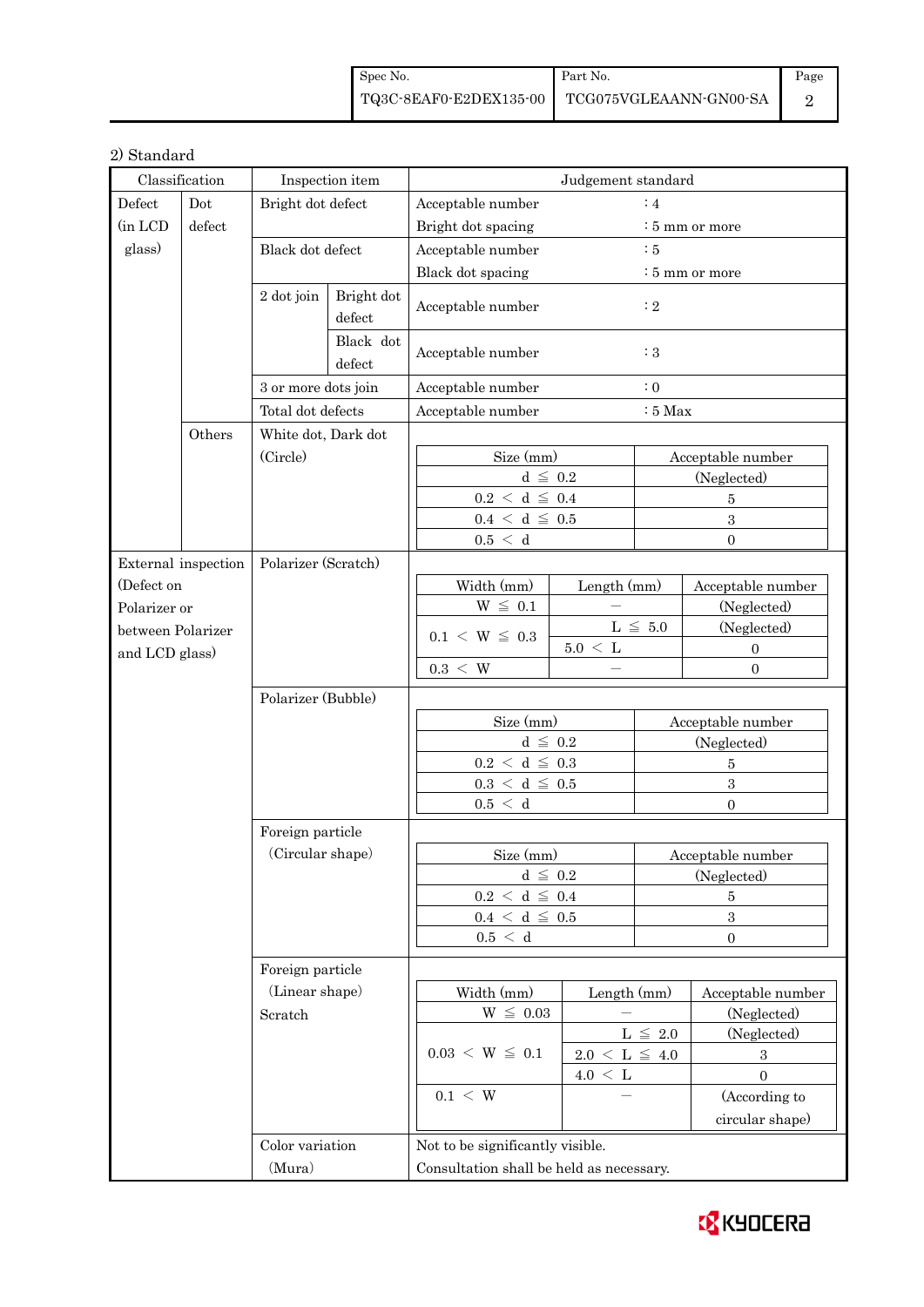2) Standard

| Classification | | Inspection item | | Judgement standard |
|---|---|---|---|---|
| Defect (in LCD glass) | Dot defect | Bright dot defect | | Acceptable number : 4<br>Bright dot spacing : 5 mm or more |
| | | Black dot defect | | Acceptable number : 5<br>Black dot spacing : 5 mm or more |
| | | 2 dot join | Bright dot defect | Acceptable number : 2 |
| | | | Black dot defect | Acceptable number : 3 |
| | | 3 or more dots join | | Acceptable number : 0 |
| | | Total dot defects | | Acceptable number : 5 Max |
| | Others | White dot, Dark dot (Circle) | | See table A |
| External inspection (Defect on Polarizer or between Polarizer and LCD glass) | | Polarizer (Scratch) | | See table B |
| | | Polarizer (Bubble) | | See table C |
| | | Foreign particle (Circular shape) | | See table D |
| | | Foreign particle (Linear shape) Scratch | | See table E |
| | | Color variation (Mura) | | Not to be significantly visible.<br>Consultation shall be held as necessary. |

Table A – White dot, Dark dot (Circle)

| Size (mm) | Acceptable number |
|---|---|
| $d \leqq 0.2$ | (Neglected) |
| $0.2 < d \leqq 0.4$ | 5 |
| $0.4 < d \leqq 0.5$ | 3 |
| $0.5 < d$ | 0 |

Table B – Polarizer (Scratch)

| Width (mm) | Length (mm) | Acceptable number |
|---|---|---|
| $W \leqq 0.1$ | − | (Neglected) |
| $0.1 < W \leqq 0.3$ | $L \leqq 5.0$ | (Neglected) |
| | $5.0 < L$ | 0 |
| $0.3 < W$ | − | 0 |

Table C – Polarizer (Bubble)

| Size (mm) | Acceptable number |
|---|---|
| $d \leqq 0.2$ | (Neglected) |
| $0.2 < d \leqq 0.3$ | 5 |
| $0.3 < d \leqq 0.5$ | 3 |
| $0.5 < d$ | 0 |

Table D – Foreign particle (Circular shape)

| Size (mm) | Acceptable number |
|---|---|
| $d \leqq 0.2$ | (Neglected) |
| $0.2 < d \leqq 0.4$ | 5 |
| $0.4 < d \leqq 0.5$ | 3 |
| $0.5 < d$ | 0 |

Table E – Foreign particle (Linear shape), Scratch

| Width (mm) | Length (mm) | Acceptable number |
|---|---|---|
| $W \leqq 0.03$ | − | (Neglected) |
| $0.03 < W \leqq 0.1$ | $L \leqq 2.0$ | (Neglected) |
| | $2.0 < L \leqq 4.0$ | 3 |
| | $4.0 < L$ | 0 |
| $0.1 < W$ | − | (According to circular shape) |